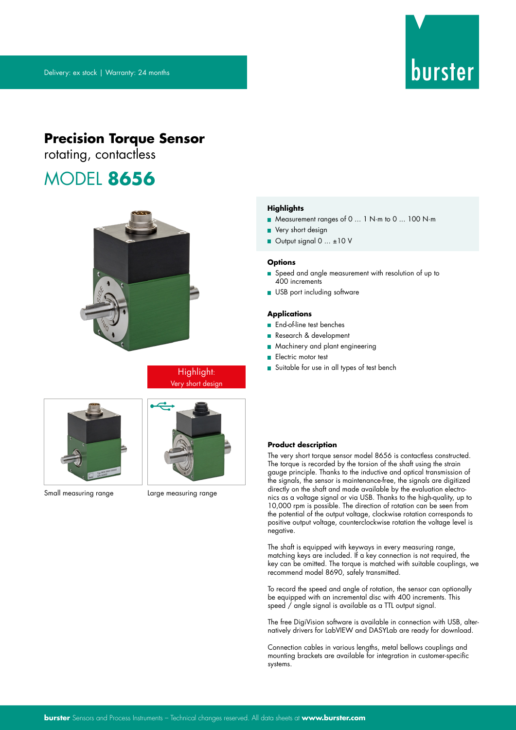Delivery: ex stock | Warranty: 24 months

burster

# Precision Torque Sensor

rotating, contactless

# MODEL **8656**

Highlight:
Very short design

Small measuring range

Large measuring range

### Highlights

- Measurement ranges of 0 … 1 N·m to 0 … 100 N·m
- Very short design
- Output signal 0 … ±10 V

### Options

- Speed and angle measurement with resolution of up to 400 increments
- USB port including software

### Applications

- End-of-line test benches
- Research & development
- Machinery and plant engineering
- Electric motor test
- Suitable for use in all types of test bench

### Product description

The very short torque sensor model 8656 is contactless constructed. The torque is recorded by the torsion of the shaft using the strain gauge principle. Thanks to the inductive and optical transmission of the signals, the sensor is maintenance-free, the signals are digitized directly on the shaft and made available by the evaluation electronics as a voltage signal or via USB. Thanks to the high-quality, up to 10,000 rpm is possible. The direction of rotation can be seen from the potential of the output voltage, clockwise rotation corresponds to positive output voltage, counterclockwise rotation the voltage level is negative.

The shaft is equipped with keyways in every measuring range, matching keys are included. If a key connection is not required, the key can be omitted. The torque is matched with suitable couplings, we recommend model 8690, safely transmitted.

To record the speed and angle of rotation, the sensor can optionally be equipped with an incremental disc with 400 increments. This speed / angle signal is available as a TTL output signal.

The free DigiVision software is available in connection with USB, alternatively drivers for LabVIEW and DASYLab are ready for download.

Connection cables in various lengths, metal bellows couplings and mounting brackets are available for integration in customer-specific systems.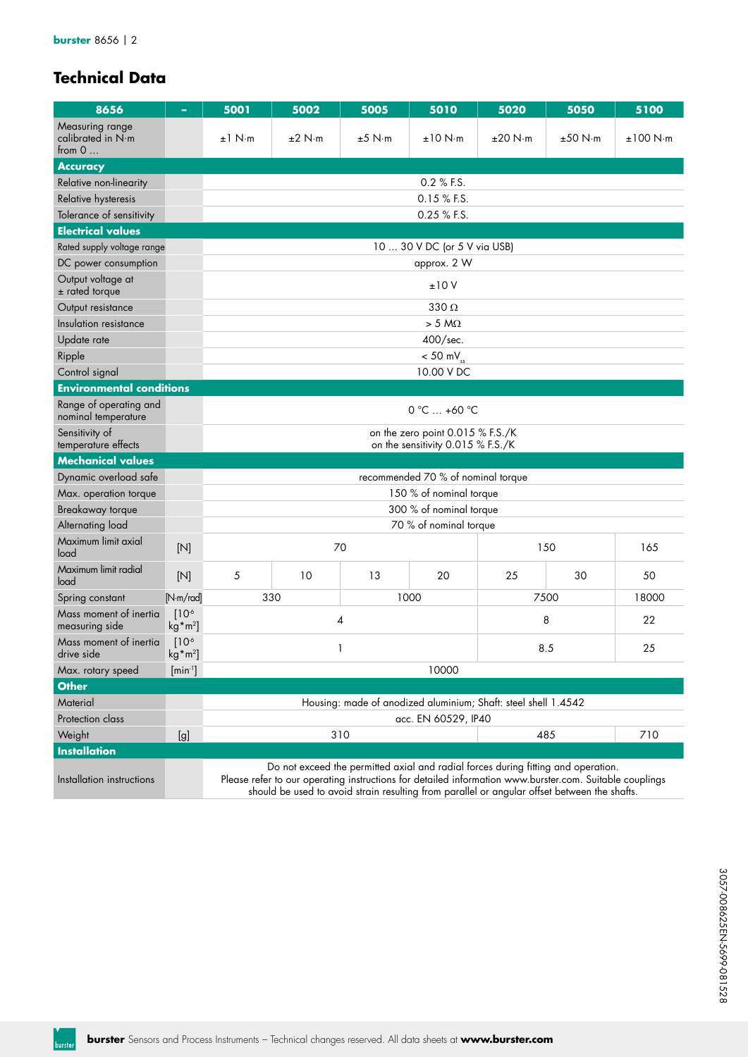## Technical Data

| 8656 | - | 5001 | 5002 | 5005 | 5010 | 5020 | 5050 | 5100 |
|---|---|---|---|---|---|---|---|---|
| Measuring range calibrated in N·m from 0 … | | ±1 N·m | ±2 N·m | ±5 N·m | ±10 N·m | ±20 N·m | ±50 N·m | ±100 N·m |
| **Accuracy** | | | | | | | | |
| Relative non-linearity | | 0.2 % F.S. | | | | | | |
| Relative hysteresis | | 0.15 % F.S. | | | | | | |
| Tolerance of sensitivity | | 0.25 % F.S. | | | | | | |
| **Electrical values** | | | | | | | | |
| Rated supply voltage range | | 10 … 30 V DC (or 5 V via USB) | | | | | | |
| DC power consumption | | approx. 2 W | | | | | | |
| Output voltage at ± rated torque | | ±10 V | | | | | | |
| Output resistance | | 330 Ω | | | | | | |
| Insulation resistance | | > 5 MΩ | | | | | | |
| Update rate | | 400/sec. | | | | | | |
| Ripple | | < 50 $mV_{ss}$ | | | | | | |
| Control signal | | 10.00 V DC | | | | | | |
| **Environmental conditions** | | | | | | | | |
| Range of operating and nominal temperature | | 0 °C … +60 °C | | | | | | |
| Sensitivity of temperature effects | | on the zero point 0.015 % F.S./K<br>on the sensitivity 0.015 % F.S./K | | | | | | |
| **Mechanical values** | | | | | | | | |
| Dynamic overload safe | | recommended 70 % of nominal torque | | | | | | |
| Max. operation torque | | 150 % of nominal torque | | | | | | |
| Breakaway torque | | 300 % of nominal torque | | | | | | |
| Alternating load | | 70 % of nominal torque | | | | | | |
| Maximum limit axial load | [N] | 70 | | | | 150 | | 165 |
| Maximum limit radial load | [N] | 5 | 10 | 13 | 20 | 25 | 30 | 50 |
| Spring constant | [N·m/rad] | 330 | | 1000 | | 7500 | | 18000 |
| Mass moment of inertia measuring side | [$10^{-6}$ kg*m²] | 4 | | | | 8 | | 22 |
| Mass moment of inertia drive side | [$10^{-6}$ kg*m²] | 1 | | | | 8.5 | | 25 |
| Max. rotary speed | [$min^{-1}$] | 10000 | | | | | | |
| **Other** | | | | | | | | |
| Material | | Housing: made of anodized aluminium; Shaft: steel shell 1.4542 | | | | | | |
| Protection class | | acc. EN 60529, IP40 | | | | | | |
| Weight | [g] | 310 | | | | 485 | | 710 |
| **Installation** | | | | | | | | |
| Installation instructions | | Do not exceed the permitted axial and radial forces during fitting and operation. Please refer to our operating instructions for detailed information www.burster.com. Suitable couplings should be used to avoid strain resulting from parallel or angular offset between the shafts. | | | | | | |

3057-008625EN-5699-081528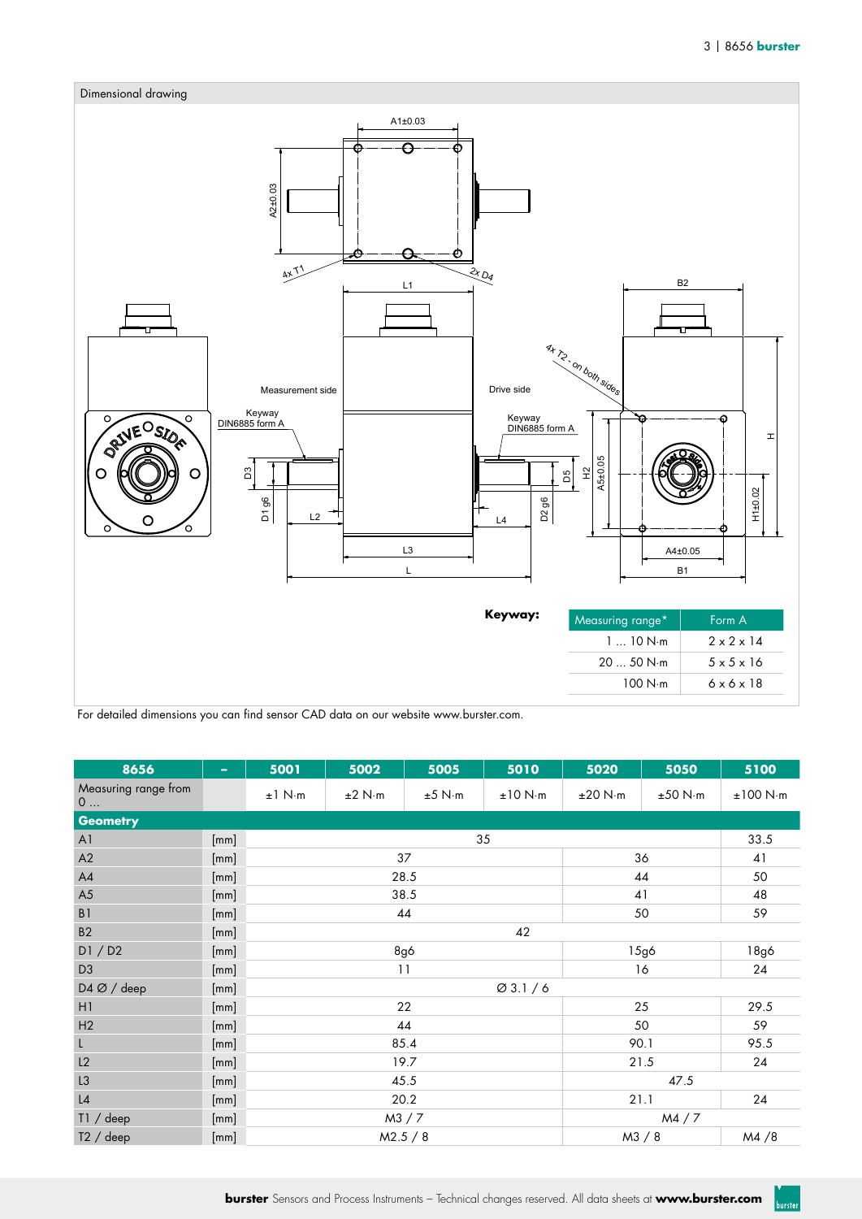## Dimensional drawing

**Keyway:**

| Measuring range* | Form A |
|---|---|
| 1 ... 10 N·m | 2 x 2 x 14 |
| 20 ... 50 N·m | 5 x 5 x 16 |
| 100 N·m | 6 x 6 x 18 |

For detailed dimensions you can find sensor CAD data on our website www.burster.com.

| 8656 | - | 5001 | 5002 | 5005 | 5010 | 5020 | 5050 | 5100 |
|---|---|---|---|---|---|---|---|---|
| Measuring range from 0 ... | | ±1 N·m | ±2 N·m | ±5 N·m | ±10 N·m | ±20 N·m | ±50 N·m | ±100 N·m |
| **Geometry** | | | | | | | | |
| A1 | [mm] | 35 | | | | | | 33.5 |
| A2 | [mm] | 37 | | | | 36 | | 41 |
| A4 | [mm] | 28.5 | | | | 44 | | 50 |
| A5 | [mm] | 38.5 | | | | 41 | | 48 |
| B1 | [mm] | 44 | | | | 50 | | 59 |
| B2 | [mm] | 42 | | | | | | |
| D1 / D2 | [mm] | 8g6 | | | | 15g6 | | 18g6 |
| D3 | [mm] | 11 | | | | 16 | | 24 |
| D4 Ø / deep | [mm] | Ø 3.1 / 6 | | | | | | |
| H1 | [mm] | 22 | | | | 25 | | 29.5 |
| H2 | [mm] | 44 | | | | 50 | | 59 |
| L | [mm] | 85.4 | | | | 90.1 | | 95.5 |
| L2 | [mm] | 19.7 | | | | 21.5 | | 24 |
| L3 | [mm] | 45.5 | | | | 47.5 | | |
| L4 | [mm] | 20.2 | | | | 21.1 | | 24 |
| T1 / deep | [mm] | M3 / 7 | | | | M4 / 7 | | |
| T2 / deep | [mm] | M2.5 / 8 | | | | M3 / 8 | | M4 /8 |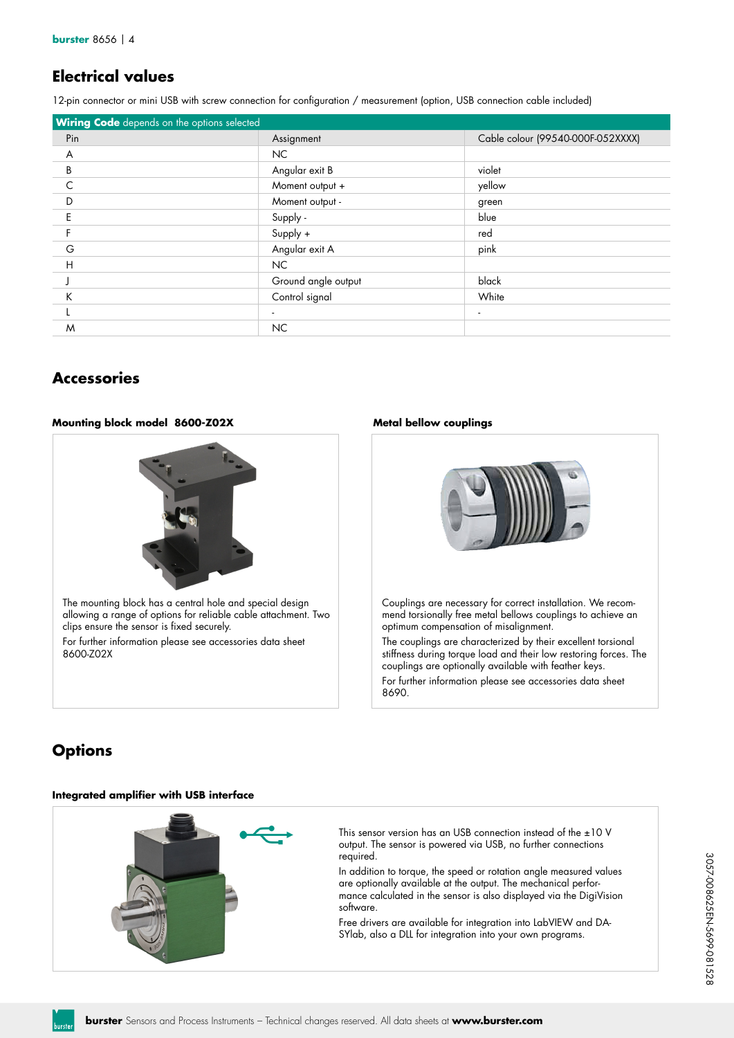## Electrical values

12-pin connector or mini USB with screw connection for configuration / measurement (option, USB connection cable included)

**Wiring Code** depends on the options selected

| Pin | Assignment | Cable colour (99540-000F-052XXXX) |
|---|---|---|
| A | NC | |
| B | Angular exit B | violet |
| C | Moment output + | yellow |
| D | Moment output - | green |
| E | Supply - | blue |
| F | Supply + | red |
| G | Angular exit A | pink |
| H | NC | |
| J | Ground angle output | black |
| K | Control signal | White |
| L | - | - |
| M | NC | |

## Accessories

### Mounting block model 8600-Z02X

The mounting block has a central hole and special design allowing a range of options for reliable cable attachment. Two clips ensure the sensor is fixed securely.

For further information please see accessories data sheet 8600-Z02X

### Metal bellow couplings

Couplings are necessary for correct installation. We recommend torsionally free metal bellows couplings to achieve an optimum compensation of misalignment.

The couplings are characterized by their excellent torsional stiffness during torque load and their low restoring forces. The couplings are optionally available with feather keys.

For further information please see accessories data sheet 8690.

## Options

### Integrated amplifier with USB interface

This sensor version has an USB connection instead of the ±10 V output. The sensor is powered via USB, no further connections required.

In addition to torque, the speed or rotation angle measured values are optionally available at the output. The mechanical performance calculated in the sensor is also displayed via the DigiVision software.

Free drivers are available for integration into LabVIEW and DASYlab, also a DLL for integration into your own programs.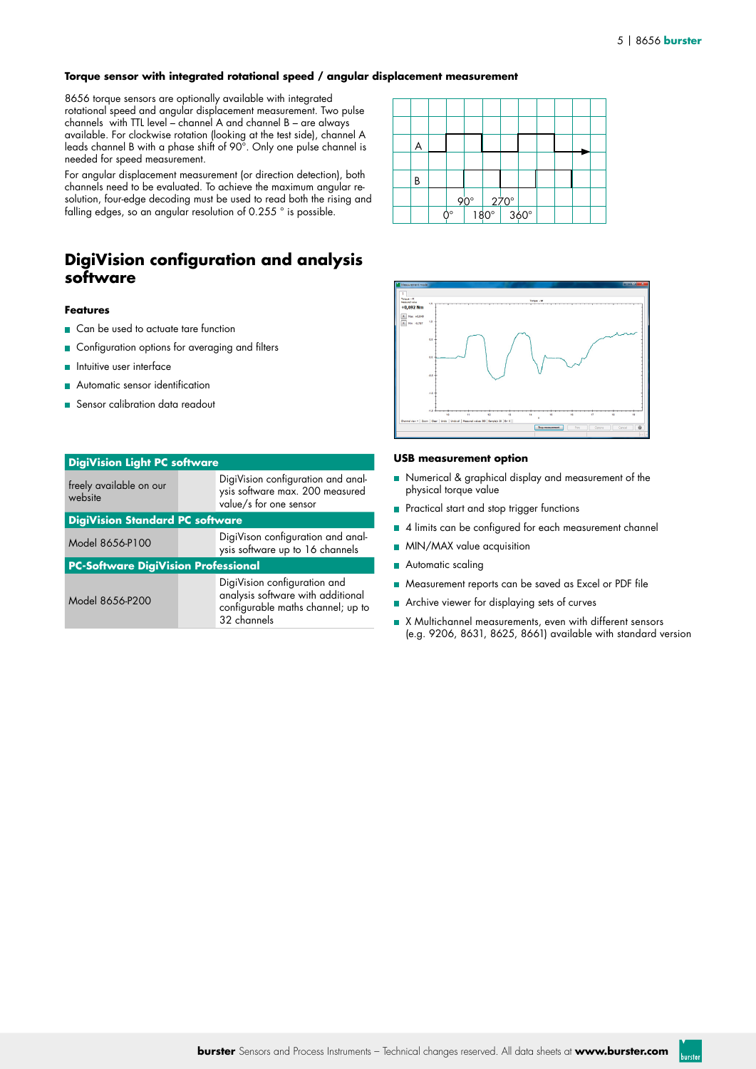**Torque sensor with integrated rotational speed / angular displacement measurement**

8656 torque sensors are optionally available with integrated rotational speed and angular displacement measurement. Two pulse channels with TTL level – channel A and channel B – are always available. For clockwise rotation (looking at the test side), channel A leads channel B with a phase shift of 90°. Only one pulse channel is needed for speed measurement.

For angular displacement measurement (or direction detection), both channels need to be evaluated. To achieve the maximum angular resolution, four-edge decoding must be used to read both the rising and falling edges, so an angular resolution of 0.255 ° is possible.

## DigiVision configuration and analysis software

### Features

- Can be used to actuate tare function
- Configuration options for averaging and filters
- Intuitive user interface
- Automatic sensor identification
- Sensor calibration data readout

| DigiVision Light PC software | |
|---|---|
| freely available on our website | DigiVision configuration and analysis software max. 200 measured value/s for one sensor |
| **DigiVision Standard PC software** | |
| Model 8656-P100 | DigiVison configuration and analysis software up to 16 channels |
| **PC-Software DigiVision Professional** | |
| Model 8656-P200 | DigiVision configuration and analysis software with additional configurable maths channel; up to 32 channels |

### USB measurement option

- Numerical & graphical display and measurement of the physical torque value
- Practical start and stop trigger functions
- 4 limits can be configured for each measurement channel
- MIN/MAX value acquisition
- Automatic scaling
- Measurement reports can be saved as Excel or PDF file
- Archive viewer for displaying sets of curves
- X Multichannel measurements, even with different sensors (e.g. 9206, 8631, 8625, 8661) available with standard version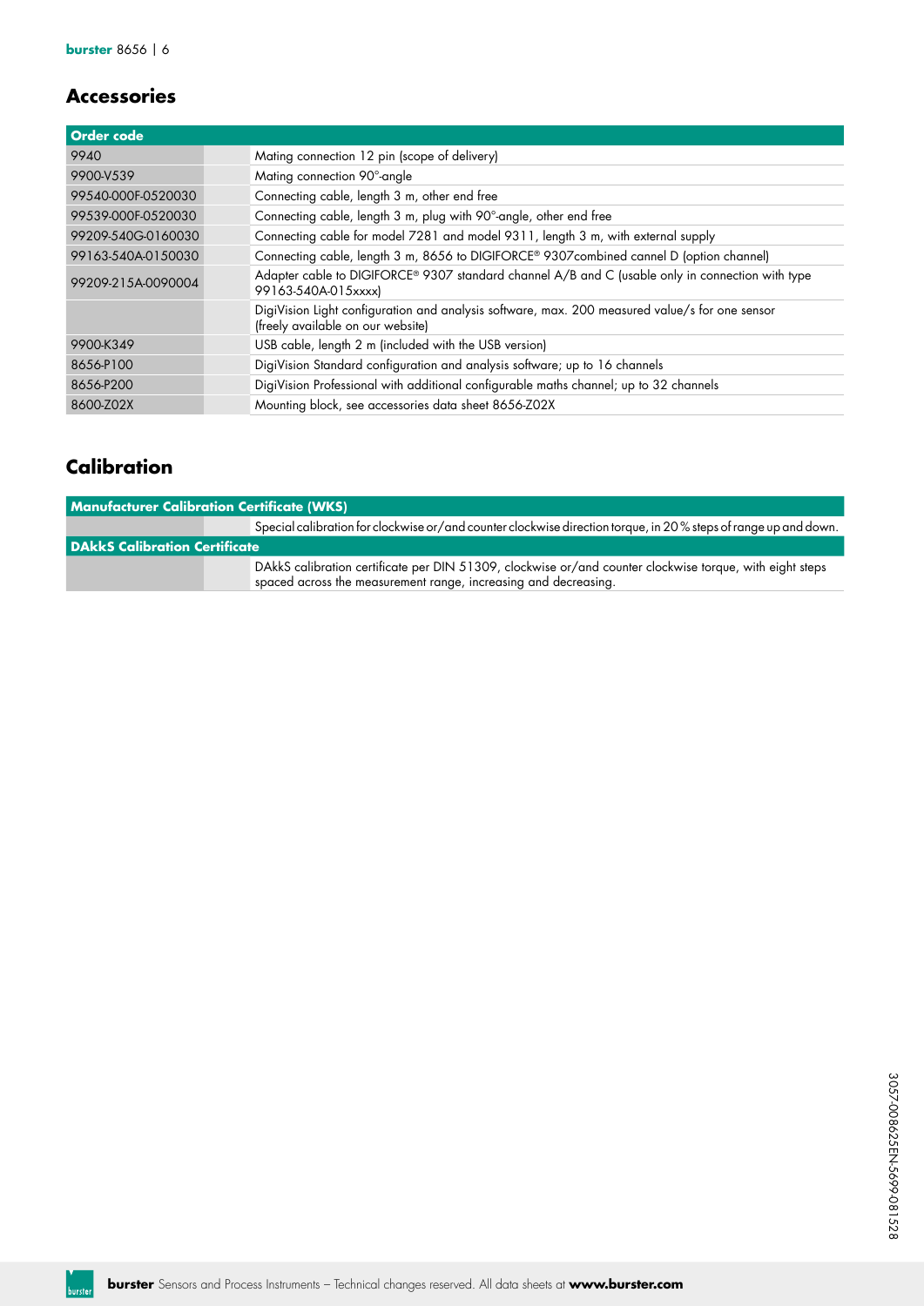## Accessories

| Order code | | |
|---|---|---|
| 9940 | | Mating connection 12 pin (scope of delivery) |
| 9900-V539 | | Mating connection 90°-angle |
| 99540-000F-0520030 | | Connecting cable, length 3 m, other end free |
| 99539-000F-0520030 | | Connecting cable, length 3 m, plug with 90°-angle, other end free |
| 99209-540G-0160030 | | Connecting cable for model 7281 and model 9311, length 3 m, with external supply |
| 99163-540A-0150030 | | Connecting cable, length 3 m, 8656 to DIGIFORCE® 9307combined cannel D (option channel) |
| 99209-215A-0090004 | | Adapter cable to DIGIFORCE® 9307 standard channel A/B and C (usable only in connection with type 99163-540A-015xxxx) |
| | | DigiVision Light configuration and analysis software, max. 200 measured value/s for one sensor (freely available on our website) |
| 9900-K349 | | USB cable, length 2 m (included with the USB version) |
| 8656-P100 | | DigiVision Standard configuration and analysis software; up to 16 channels |
| 8656-P200 | | DigiVision Professional with additional configurable maths channel; up to 32 channels |
| 8600-Z02X | | Mounting block, see accessories data sheet 8656-Z02X |

## Calibration

| Manufacturer Calibration Certificate (WKS) | | |
|---|---|---|
| | | Special calibration for clockwise or/and counter clockwise direction torque, in 20 % steps of range up and down. |
| **DAkkS Calibration Certificate** | | |
| | | DAkkS calibration certificate per DIN 51309, clockwise or/and counter clockwise torque, with eight steps spaced across the measurement range, increasing and decreasing. |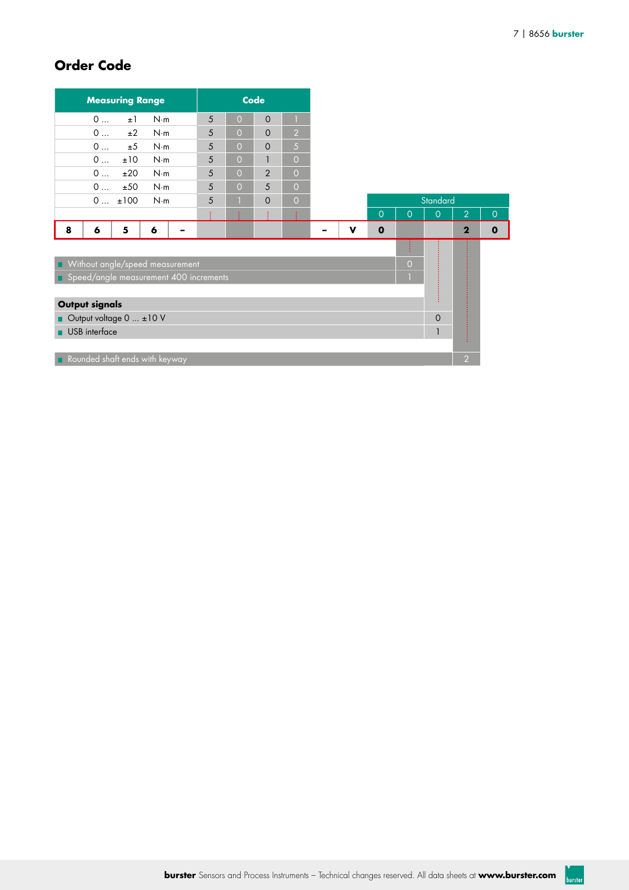## Order Code

| Measuring Range | Code |
|---|---|
| 0 ... ±1 N·m | 5 0 0 1 |
| 0 ... ±2 N·m | 5 0 0 2 |
| 0 ... ±5 N·m | 5 0 0 5 |
| 0 ... ±10 N·m | 5 0 1 0 |
| 0 ... ±20 N·m | 5 0 2 0 |
| 0 ... ±50 N·m | 5 0 5 0 |
| 0 ... ±100 N·m | 5 1 0 0 |

Standard: 0 0 0 2 0

| 8 | 6 | 5 | 6 | – | | | | | – | V | 0 | | | 2 | 0 |
|---|---|---|---|---|---|---|---|---|---|---|---|---|---|---|---|

| Option | Code |
|---|---|
| Without angle/speed measurement | 0 |
| Speed/angle measurement 400 increments | 1 |

**Output signals**

| Option | Code |
|---|---|
| Output voltage 0 ... ±10 V | 0 |
| USB interface | 1 |

| Option | Code |
|---|---|
| Rounded shaft ends with keyway | 2 |